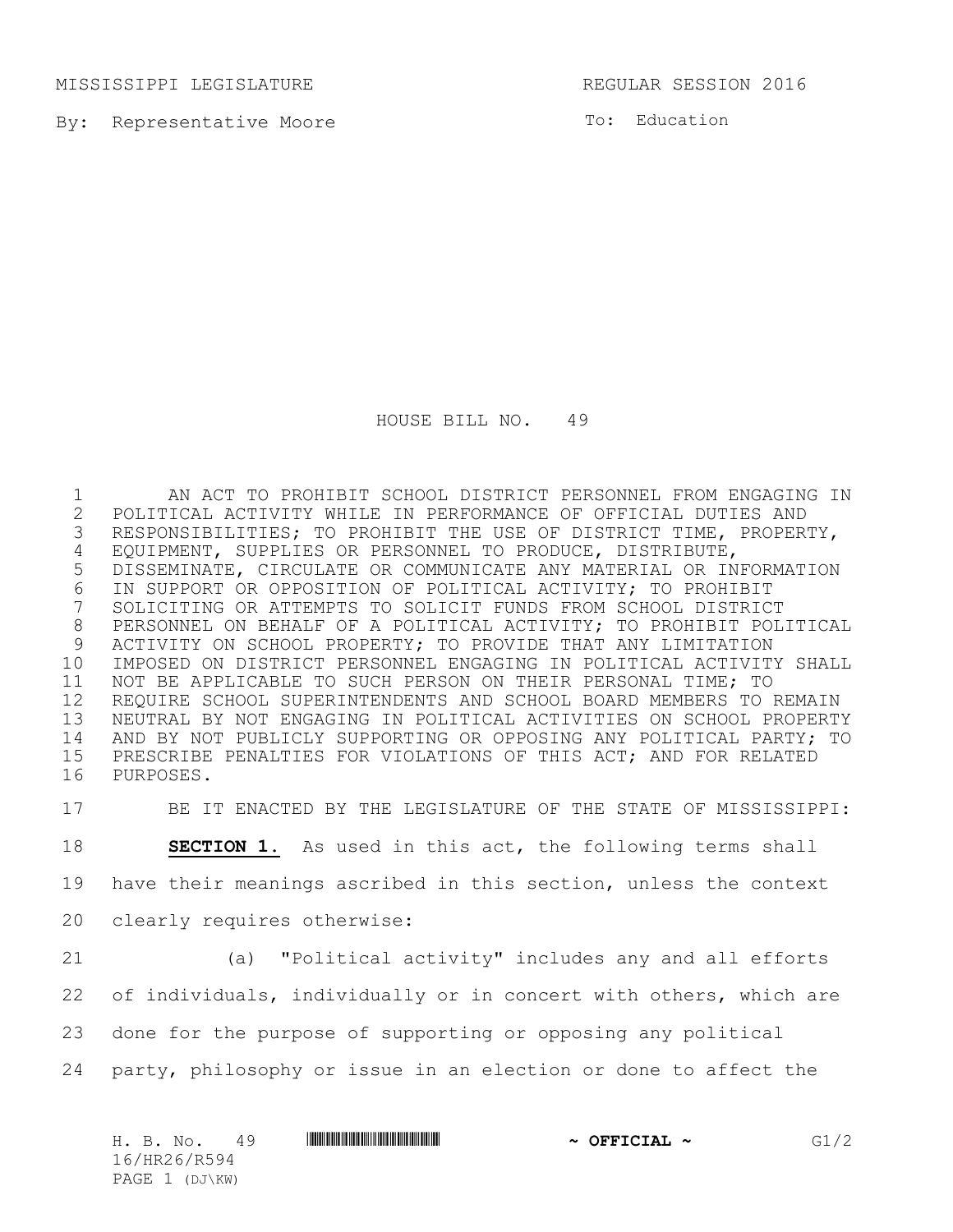MISSISSIPPI LEGISLATURE REGULAR SESSION 2016

By: Representative Moore

To: Education

# HOUSE BILL NO. 49

AN ACT TO PROHIBIT SCHOOL DISTRICT PERSONNEL FROM ENGAGING IN POLITICAL ACTIVITY WHILE IN PERFORMANCE OF OFFICIAL DUTIES AND RESPONSIBILITIES; TO PROHIBIT THE USE OF DISTRICT TIME, PROPERTY, EQUIPMENT, SUPPLIES OR PERSONNEL TO PRODUCE, DISTRIBUTE, DISSEMINATE, CIRCULATE OR COMMUNICATE ANY MATERIAL OR INFORMATION IN SUPPORT OR OPPOSITION OF POLITICAL ACTIVITY; TO PROHIBIT SOLICITING OR ATTEMPTS TO SOLICIT FUNDS FROM SCHOOL DISTRICT PERSONNEL ON BEHALF OF A POLITICAL ACTIVITY; TO PROHIBIT POLITICAL ACTIVITY ON SCHOOL PROPERTY; TO PROVIDE THAT ANY LIMITATION IMPOSED ON DISTRICT PERSONNEL ENGAGING IN POLITICAL ACTIVITY SHALL NOT BE APPLICABLE TO SUCH PERSON ON THEIR PERSONAL TIME; TO REQUIRE SCHOOL SUPERINTENDENTS AND SCHOOL BOARD MEMBERS TO REMAIN NEUTRAL BY NOT ENGAGING IN POLITICAL ACTIVITIES ON SCHOOL PROPERTY AND BY NOT PUBLICLY SUPPORTING OR OPPOSING ANY POLITICAL PARTY; TO PRESCRIBE PENALTIES FOR VIOLATIONS OF THIS ACT; AND FOR RELATED PURPOSES.

BE IT ENACTED BY THE LEGISLATURE OF THE STATE OF MISSISSIPPI:

**SECTION 1.** As used in this act, the following terms shall have their meanings ascribed in this section, unless the context clearly requires otherwise:

(a) "Political activity" includes any and all efforts of individuals, individually or in concert with others, which are done for the purpose of supporting or opposing any political party, philosophy or issue in an election or done to affect the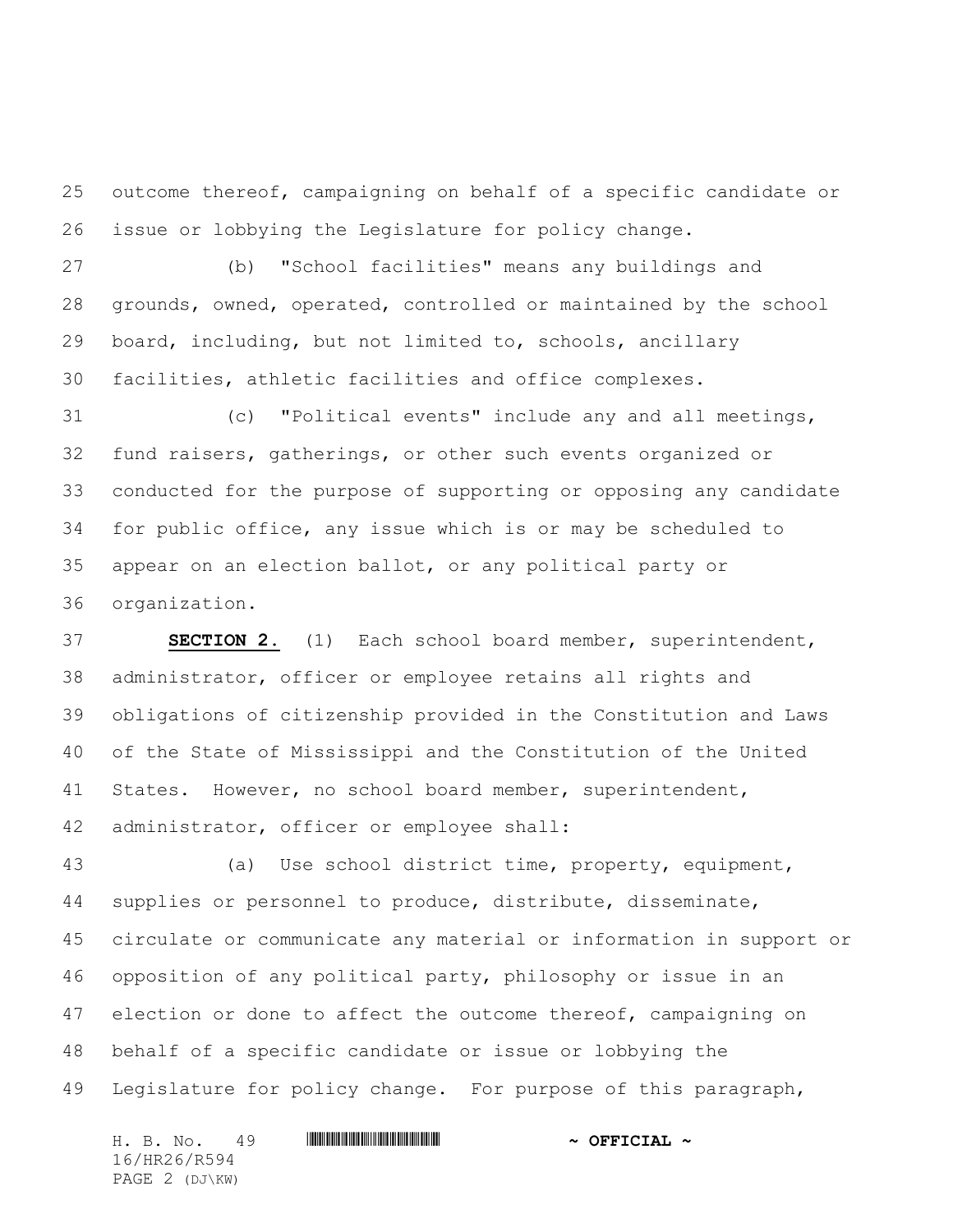outcome thereof, campaigning on behalf of a specific candidate or issue or lobbying the Legislature for policy change.

(b) "School facilities" means any buildings and grounds, owned, operated, controlled or maintained by the school board, including, but not limited to, schools, ancillary facilities, athletic facilities and office complexes.

(c) "Political events" include any and all meetings, fund raisers, gatherings, or other such events organized or conducted for the purpose of supporting or opposing any candidate for public office, any issue which is or may be scheduled to appear on an election ballot, or any political party or organization.

**SECTION 2.** (1) Each school board member, superintendent, administrator, officer or employee retains all rights and obligations of citizenship provided in the Constitution and Laws of the State of Mississippi and the Constitution of the United States. However, no school board member, superintendent, administrator, officer or employee shall:

(a) Use school district time, property, equipment, supplies or personnel to produce, distribute, disseminate, circulate or communicate any material or information in support or opposition of any political party, philosophy or issue in an election or done to affect the outcome thereof, campaigning on behalf of a specific candidate or issue or lobbying the Legislature for policy change. For purpose of this paragraph,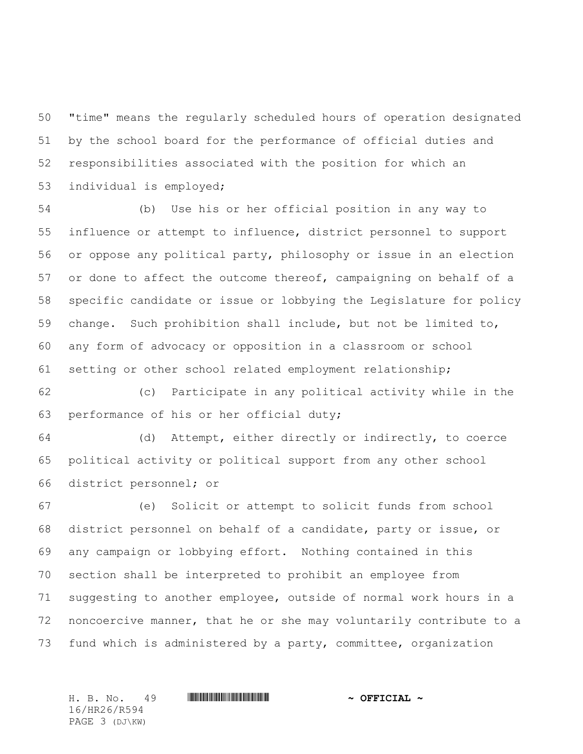"time" means the regularly scheduled hours of operation designated by the school board for the performance of official duties and responsibilities associated with the position for which an individual is employed;

(b) Use his or her official position in any way to influence or attempt to influence, district personnel to support or oppose any political party, philosophy or issue in an election or done to affect the outcome thereof, campaigning on behalf of a specific candidate or issue or lobbying the Legislature for policy change. Such prohibition shall include, but not be limited to, any form of advocacy or opposition in a classroom or school setting or other school related employment relationship;

(c) Participate in any political activity while in the performance of his or her official duty;

(d) Attempt, either directly or indirectly, to coerce political activity or political support from any other school district personnel; or

(e) Solicit or attempt to solicit funds from school district personnel on behalf of a candidate, party or issue, or any campaign or lobbying effort. Nothing contained in this section shall be interpreted to prohibit an employee from suggesting to another employee, outside of normal work hours in a noncoercive manner, that he or she may voluntarily contribute to a fund which is administered by a party, committee, organization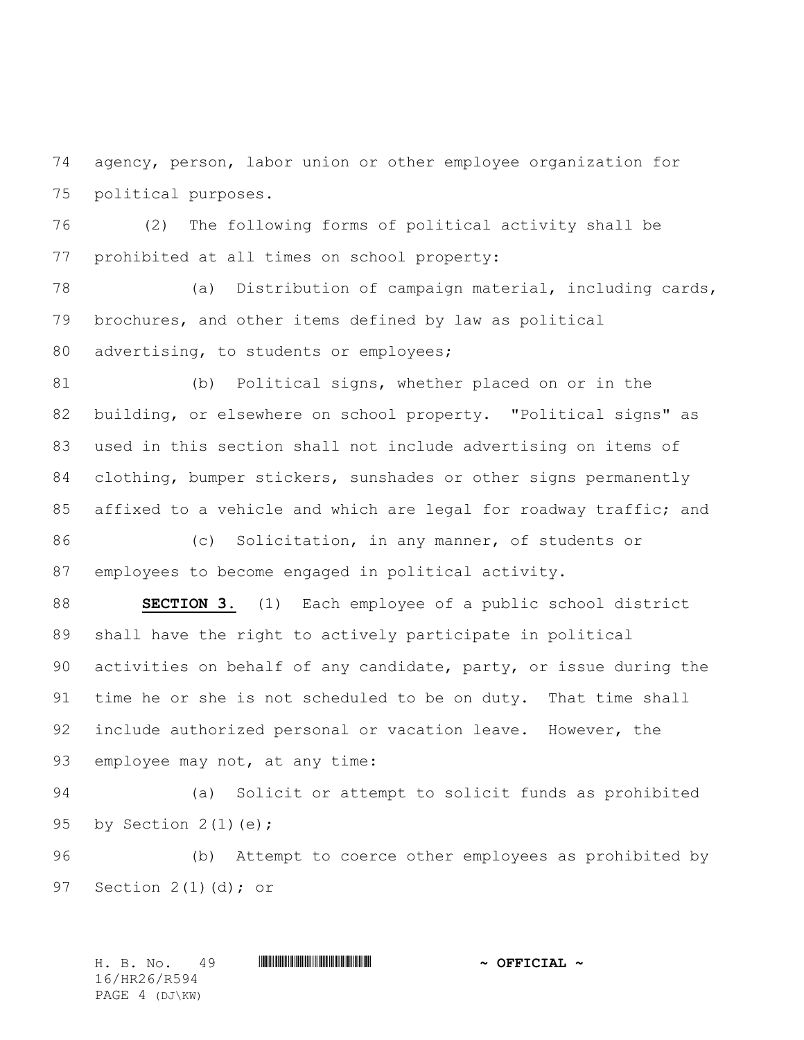agency, person, labor union or other employee organization for political purposes.

(2) The following forms of political activity shall be prohibited at all times on school property:

(a) Distribution of campaign material, including cards, brochures, and other items defined by law as political advertising, to students or employees;

(b) Political signs, whether placed on or in the building, or elsewhere on school property. "Political signs" as used in this section shall not include advertising on items of clothing, bumper stickers, sunshades or other signs permanently affixed to a vehicle and which are legal for roadway traffic; and

(c) Solicitation, in any manner, of students or employees to become engaged in political activity.

**SECTION 3.** (1) Each employee of a public school district shall have the right to actively participate in political activities on behalf of any candidate, party, or issue during the time he or she is not scheduled to be on duty. That time shall include authorized personal or vacation leave. However, the employee may not, at any time:

(a) Solicit or attempt to solicit funds as prohibited by Section 2(1)(e);

(b) Attempt to coerce other employees as prohibited by Section 2(1)(d); or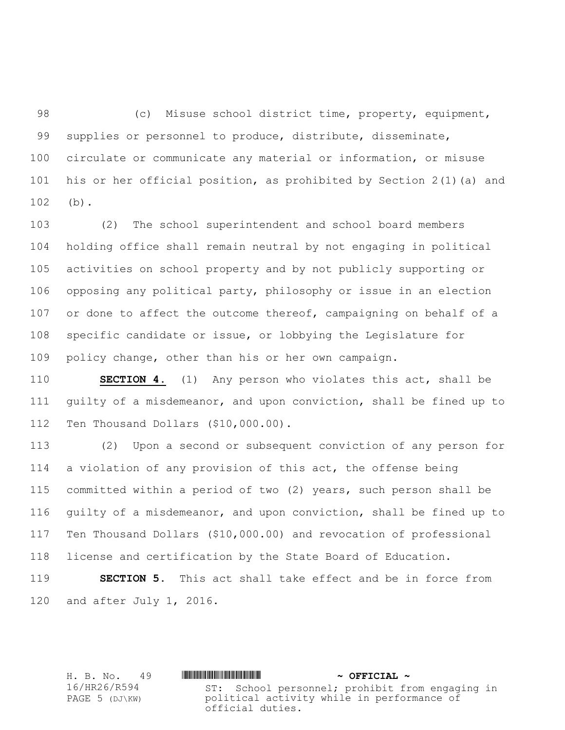(c) Misuse school district time, property, equipment, supplies or personnel to produce, distribute, disseminate, circulate or communicate any material or information, or misuse his or her official position, as prohibited by Section 2(1)(a) and (b).

(2) The school superintendent and school board members holding office shall remain neutral by not engaging in political activities on school property and by not publicly supporting or opposing any political party, philosophy or issue in an election or done to affect the outcome thereof, campaigning on behalf of a specific candidate or issue, or lobbying the Legislature for policy change, other than his or her own campaign.

**SECTION 4.** (1) Any person who violates this act, shall be guilty of a misdemeanor, and upon conviction, shall be fined up to Ten Thousand Dollars ($10,000.00).

(2) Upon a second or subsequent conviction of any person for a violation of any provision of this act, the offense being committed within a period of two (2) years, such person shall be guilty of a misdemeanor, and upon conviction, shall be fined up to Ten Thousand Dollars ($10,000.00) and revocation of professional license and certification by the State Board of Education.

**SECTION 5.** This act shall take effect and be in force from and after July 1, 2016.

ST: School personnel; prohibit from engaging in political activity while in performance of official duties.